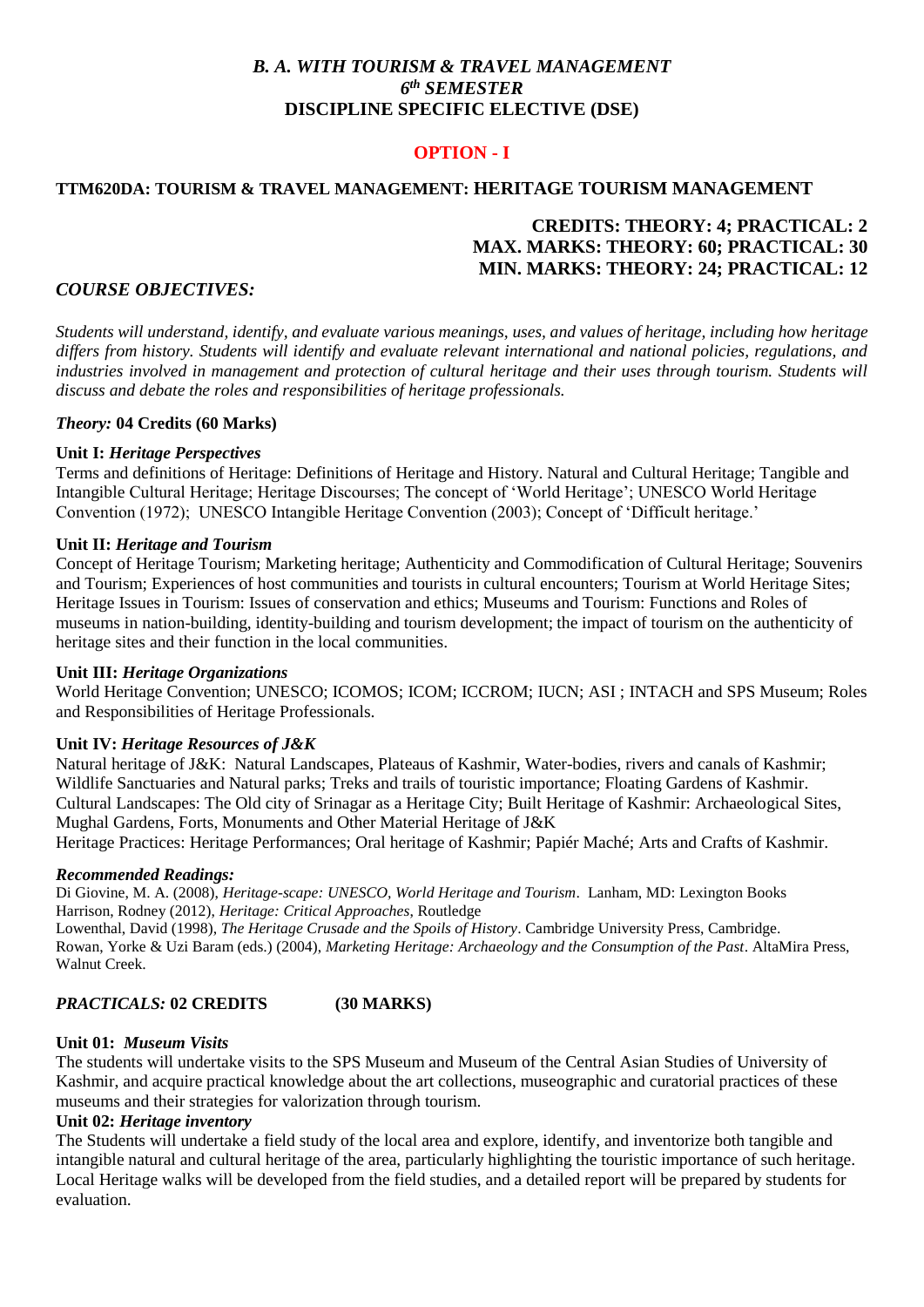# *B. A. WITH TOURISM & TRAVEL MANAGEMENT*
# *6th SEMESTER*
# DISCIPLINE SPECIFIC ELECTIVE (DSE)

## OPTION - I

### TTM620DA: TOURISM & TRAVEL MANAGEMENT: HERITAGE TOURISM MANAGEMENT

**CREDITS: THEORY: 4; PRACTICAL: 2**
**MAX. MARKS: THEORY: 60; PRACTICAL: 30**
**MIN. MARKS: THEORY: 24; PRACTICAL: 12**

### *COURSE OBJECTIVES:*

*Students will understand, identify, and evaluate various meanings, uses, and values of heritage, including how heritage differs from history. Students will identify and evaluate relevant international and national policies, regulations, and industries involved in management and protection of cultural heritage and their uses through tourism. Students will discuss and debate the roles and responsibilities of heritage professionals.*

***Theory:* 04 Credits (60 Marks)**

**Unit I: *Heritage Perspectives***
Terms and definitions of Heritage: Definitions of Heritage and History. Natural and Cultural Heritage; Tangible and Intangible Cultural Heritage; Heritage Discourses; The concept of 'World Heritage'; UNESCO World Heritage Convention (1972); UNESCO Intangible Heritage Convention (2003); Concept of 'Difficult heritage.'

**Unit II: *Heritage and Tourism***
Concept of Heritage Tourism; Marketing heritage; Authenticity and Commodification of Cultural Heritage; Souvenirs and Tourism; Experiences of host communities and tourists in cultural encounters; Tourism at World Heritage Sites; Heritage Issues in Tourism: Issues of conservation and ethics; Museums and Tourism: Functions and Roles of museums in nation-building, identity-building and tourism development; the impact of tourism on the authenticity of heritage sites and their function in the local communities.

**Unit III: *Heritage Organizations***
World Heritage Convention; UNESCO; ICOMOS; ICOM; ICCROM; IUCN; ASI ; INTACH and SPS Museum; Roles and Responsibilities of Heritage Professionals.

**Unit IV: *Heritage Resources of J&K***
Natural heritage of J&K: Natural Landscapes, Plateaus of Kashmir, Water-bodies, rivers and canals of Kashmir; Wildlife Sanctuaries and Natural parks; Treks and trails of touristic importance; Floating Gardens of Kashmir.
Cultural Landscapes: The Old city of Srinagar as a Heritage City; Built Heritage of Kashmir: Archaeological Sites, Mughal Gardens, Forts, Monuments and Other Material Heritage of J&K
Heritage Practices: Heritage Performances; Oral heritage of Kashmir; Papiér Maché; Arts and Crafts of Kashmir.

***Recommended Readings:***
Di Giovine, M. A. (2008), *Heritage-scape: UNESCO, World Heritage and Tourism*. Lanham, MD: Lexington Books
Harrison, Rodney (2012), *Heritage: Critical Approaches*, Routledge
Lowenthal, David (1998), *The Heritage Crusade and the Spoils of History*. Cambridge University Press, Cambridge.
Rowan, Yorke & Uzi Baram (eds.) (2004), *Marketing Heritage: Archaeology and the Consumption of the Past*. AltaMira Press, Walnut Creek.

***PRACTICALS:* 02 CREDITS (30 MARKS)**

**Unit 01: *Museum Visits***
The students will undertake visits to the SPS Museum and Museum of the Central Asian Studies of University of Kashmir, and acquire practical knowledge about the art collections, museographic and curatorial practices of these museums and their strategies for valorization through tourism.

**Unit 02: *Heritage inventory***
The Students will undertake a field study of the local area and explore, identify, and inventorize both tangible and intangible natural and cultural heritage of the area, particularly highlighting the touristic importance of such heritage. Local Heritage walks will be developed from the field studies, and a detailed report will be prepared by students for evaluation.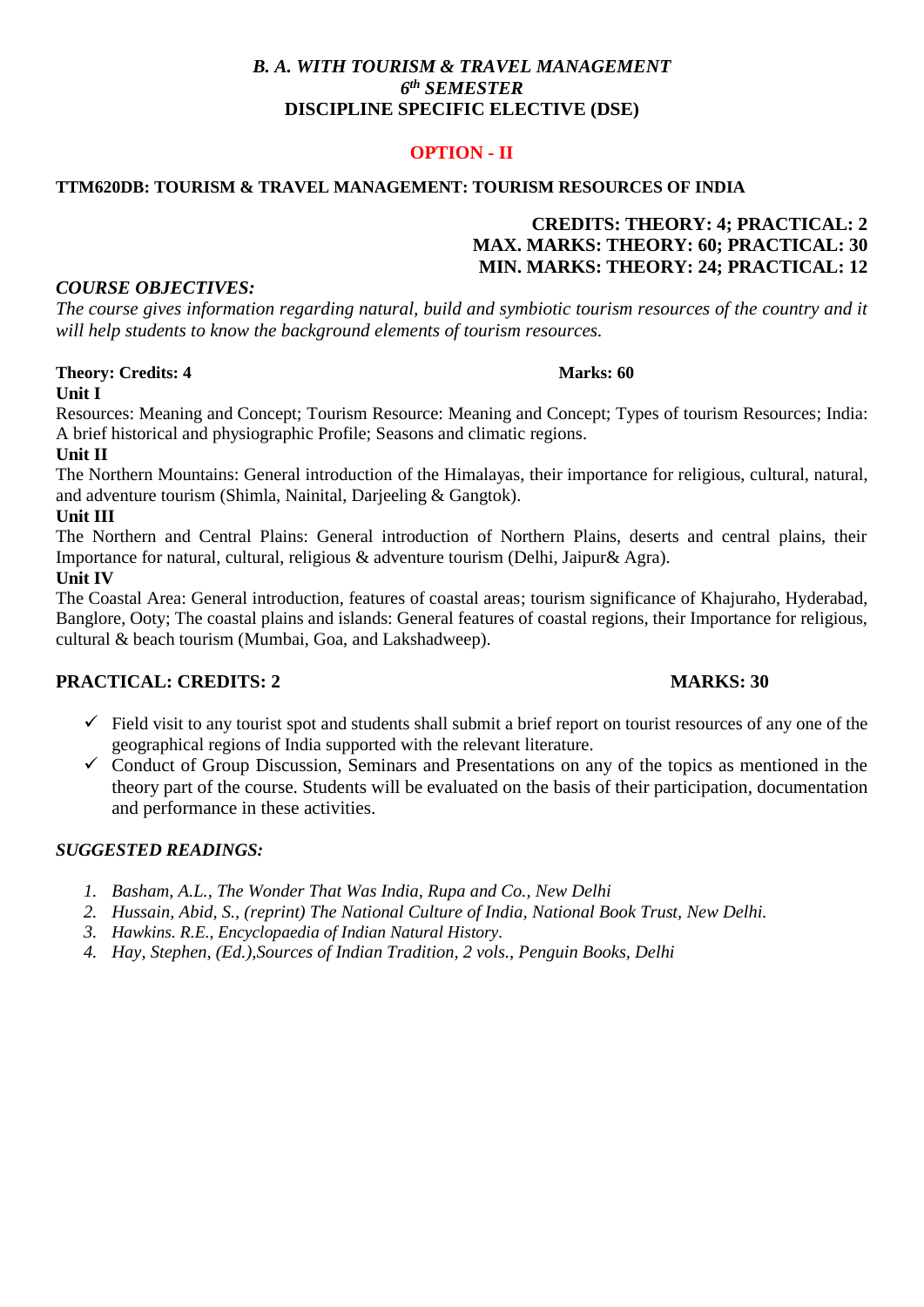# *B. A. WITH TOURISM & TRAVEL MANAGEMENT*
## *6th SEMESTER*
## DISCIPLINE SPECIFIC ELECTIVE (DSE)

## OPTION - II

**TTM620DB: TOURISM & TRAVEL MANAGEMENT: TOURISM RESOURCES OF INDIA**

**CREDITS: THEORY: 4; PRACTICAL: 2**
**MAX. MARKS: THEORY: 60; PRACTICAL: 30**
**MIN. MARKS: THEORY: 24; PRACTICAL: 12**

***COURSE OBJECTIVES:***

*The course gives information regarding natural, build and symbiotic tourism resources of the country and it will help students to know the background elements of tourism resources.*

**Theory: Credits: 4** **Marks: 60**

**Unit I**

Resources: Meaning and Concept; Tourism Resource: Meaning and Concept; Types of tourism Resources; India: A brief historical and physiographic Profile; Seasons and climatic regions.

**Unit II**

The Northern Mountains: General introduction of the Himalayas, their importance for religious, cultural, natural, and adventure tourism (Shimla, Nainital, Darjeeling & Gangtok).

**Unit III**

The Northern and Central Plains: General introduction of Northern Plains, deserts and central plains, their Importance for natural, cultural, religious & adventure tourism (Delhi, Jaipur& Agra).

**Unit IV**

The Coastal Area: General introduction, features of coastal areas; tourism significance of Khajuraho, Hyderabad, Banglore, Ooty; The coastal plains and islands: General features of coastal regions, their Importance for religious, cultural & beach tourism (Mumbai, Goa, and Lakshadweep).

**PRACTICAL: CREDITS: 2** **MARKS: 30**

- ✓ Field visit to any tourist spot and students shall submit a brief report on tourist resources of any one of the geographical regions of India supported with the relevant literature.
- ✓ Conduct of Group Discussion, Seminars and Presentations on any of the topics as mentioned in the theory part of the course. Students will be evaluated on the basis of their participation, documentation and performance in these activities.

***SUGGESTED READINGS:***

1. *Basham, A.L., The Wonder That Was India, Rupa and Co., New Delhi*
2. *Hussain, Abid, S., (reprint) The National Culture of India, National Book Trust, New Delhi.*
3. *Hawkins. R.E., Encyclopaedia of Indian Natural History.*
4. *Hay, Stephen, (Ed.),Sources of Indian Tradition, 2 vols., Penguin Books, Delhi*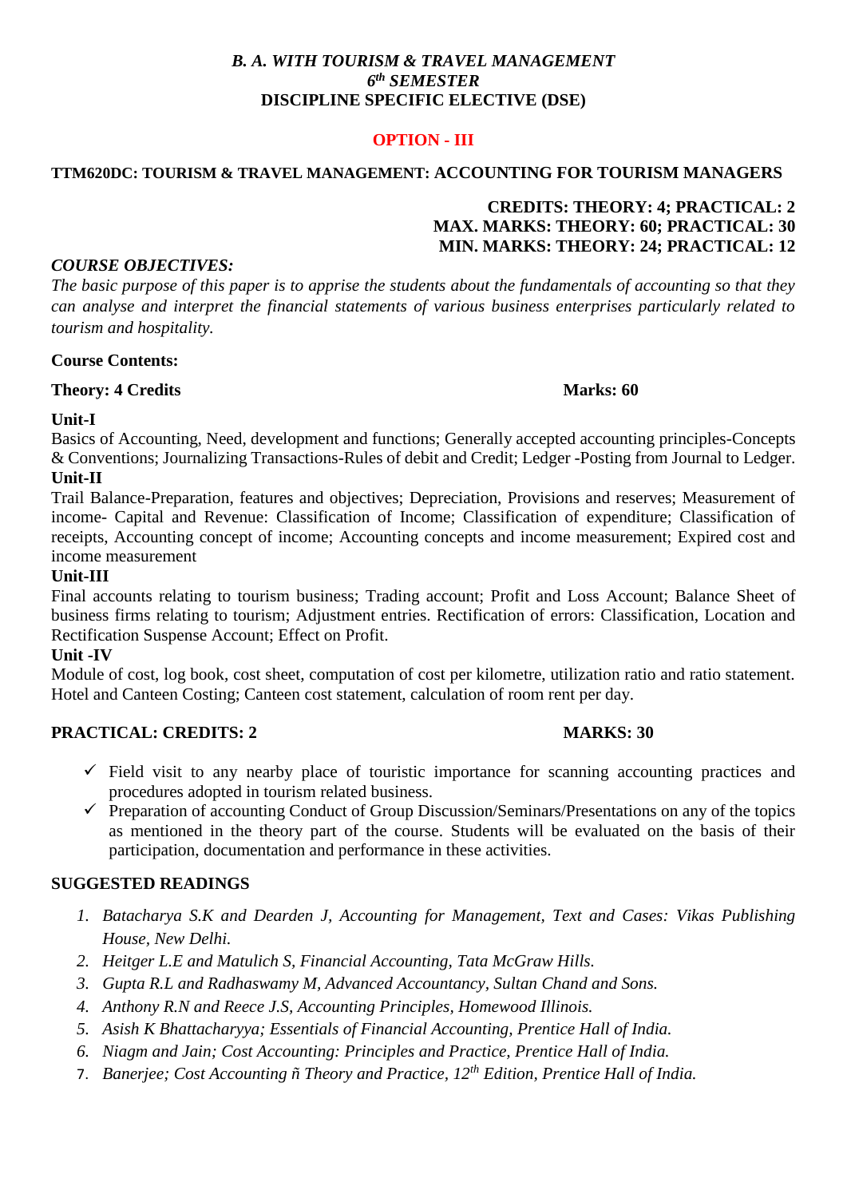***B. A. WITH TOURISM & TRAVEL MANAGEMENT***
***6th SEMESTER***
**DISCIPLINE SPECIFIC ELECTIVE (DSE)**

**OPTION - III**

**TTM620DC: TOURISM & TRAVEL MANAGEMENT: ACCOUNTING FOR TOURISM MANAGERS**

**CREDITS: THEORY: 4; PRACTICAL: 2**
**MAX. MARKS: THEORY: 60; PRACTICAL: 30**
**MIN. MARKS: THEORY: 24; PRACTICAL: 12**

***COURSE OBJECTIVES:***

*The basic purpose of this paper is to apprise the students about the fundamentals of accounting so that they can analyse and interpret the financial statements of various business enterprises particularly related to tourism and hospitality.*

**Course Contents:**

**Theory: 4 Credits** **Marks: 60**

**Unit-I**

Basics of Accounting, Need, development and functions; Generally accepted accounting principles-Concepts & Conventions; Journalizing Transactions-Rules of debit and Credit; Ledger -Posting from Journal to Ledger.

**Unit-II**

Trail Balance-Preparation, features and objectives; Depreciation, Provisions and reserves; Measurement of income- Capital and Revenue: Classification of Income; Classification of expenditure; Classification of receipts, Accounting concept of income; Accounting concepts and income measurement; Expired cost and income measurement

**Unit-III**

Final accounts relating to tourism business; Trading account; Profit and Loss Account; Balance Sheet of business firms relating to tourism; Adjustment entries. Rectification of errors: Classification, Location and Rectification Suspense Account; Effect on Profit.

**Unit -IV**

Module of cost, log book, cost sheet, computation of cost per kilometre, utilization ratio and ratio statement. Hotel and Canteen Costing; Canteen cost statement, calculation of room rent per day.

**PRACTICAL: CREDITS: 2** **MARKS: 30**

- ✓ Field visit to any nearby place of touristic importance for scanning accounting practices and procedures adopted in tourism related business.
- ✓ Preparation of accounting Conduct of Group Discussion/Seminars/Presentations on any of the topics as mentioned in the theory part of the course. Students will be evaluated on the basis of their participation, documentation and performance in these activities.

**SUGGESTED READINGS**

1. *Batacharya S.K and Dearden J, Accounting for Management, Text and Cases: Vikas Publishing House, New Delhi.*
2. *Heitger L.E and Matulich S, Financial Accounting, Tata McGraw Hills.*
3. *Gupta R.L and Radhaswamy M, Advanced Accountancy, Sultan Chand and Sons.*
4. *Anthony R.N and Reece J.S, Accounting Principles, Homewood Illinois.*
5. *Asish K Bhattacharyya; Essentials of Financial Accounting, Prentice Hall of India.*
6. *Niagm and Jain; Cost Accounting: Principles and Practice, Prentice Hall of India.*
7. *Banerjee; Cost Accounting ñ Theory and Practice, 12th Edition, Prentice Hall of India.*